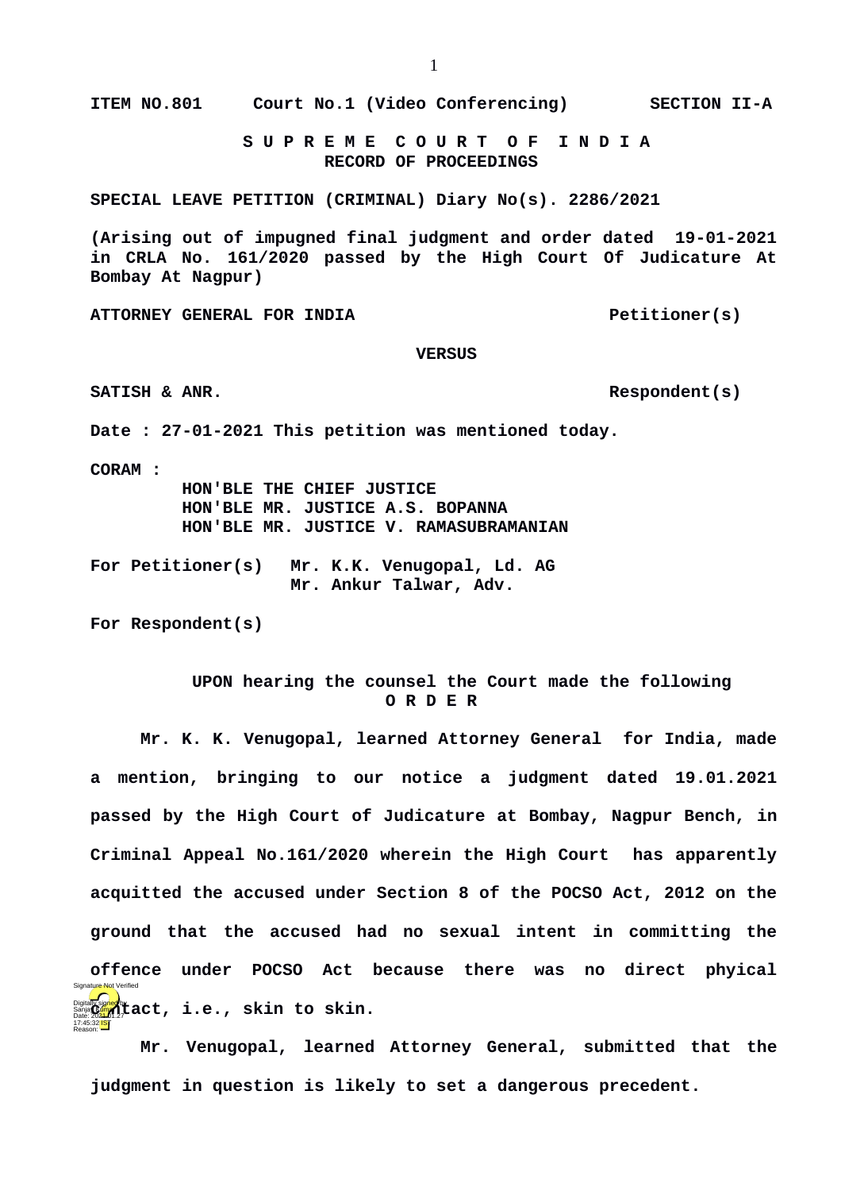**ITEM NO.801     Court No.1 (Video Conferencing)     SECTION II-A**

**S U P R E M E   C O U R T   O F   I N D I A**
**RECORD OF PROCEEDINGS**

**SPECIAL LEAVE PETITION (CRIMINAL) Diary No(s). 2286/2021**

**(Arising out of impugned final judgment and order dated 19-01-2021 in CRLA No. 161/2020 passed by the High Court Of Judicature At Bombay At Nagpur)**

**ATTORNEY GENERAL FOR INDIA                                Petitioner(s)**

**VERSUS**

**SATISH & ANR.                                              Respondent(s)**

**Date : 27-01-2021 This petition was mentioned today.**

**CORAM :**
**HON'BLE THE CHIEF JUSTICE**
**HON'BLE MR. JUSTICE A.S. BOPANNA**
**HON'BLE MR. JUSTICE V. RAMASUBRAMANIAN**

**For Petitioner(s)   Mr. K.K. Venugopal, Ld. AG**
**Mr. Ankur Talwar, Adv.**

**For Respondent(s)**

**UPON hearing the counsel the Court made the following**
**O R D E R**

**Mr. K. K. Venugopal, learned Attorney General for India, made a mention, bringing to our notice a judgment dated 19.01.2021 passed by the High Court of Judicature at Bombay, Nagpur Bench, in Criminal Appeal No.161/2020 wherein the High Court has apparently acquitted the accused under Section 8 of the POCSO Act, 2012 on the ground that the accused had no sexual intent in committing the offence under POCSO Act because there was no direct phyical contact, i.e., skin to skin.**

**Mr. Venugopal, learned Attorney General, submitted that the judgment in question is likely to set a dangerous precedent.**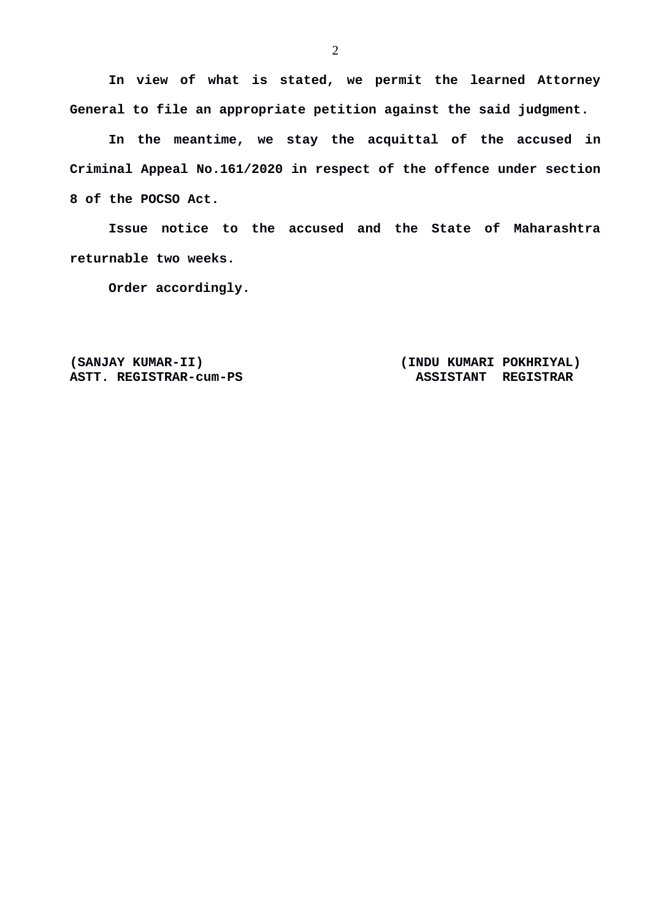**In view of what is stated, we permit the learned Attorney General to file an appropriate petition against the said judgment.**

**In the meantime, we stay the acquittal of the accused in Criminal Appeal No.161/2020 in respect of the offence under section 8 of the POCSO Act.**

**Issue notice to the accused and the State of Maharashtra returnable two weeks.**

**Order accordingly.**

| | |
|---|---|
| **(SANJAY KUMAR-II)** | **(INDU KUMARI POKHRIYAL)** |
| **ASTT. REGISTRAR-cum-PS** | **ASSISTANT REGISTRAR** |